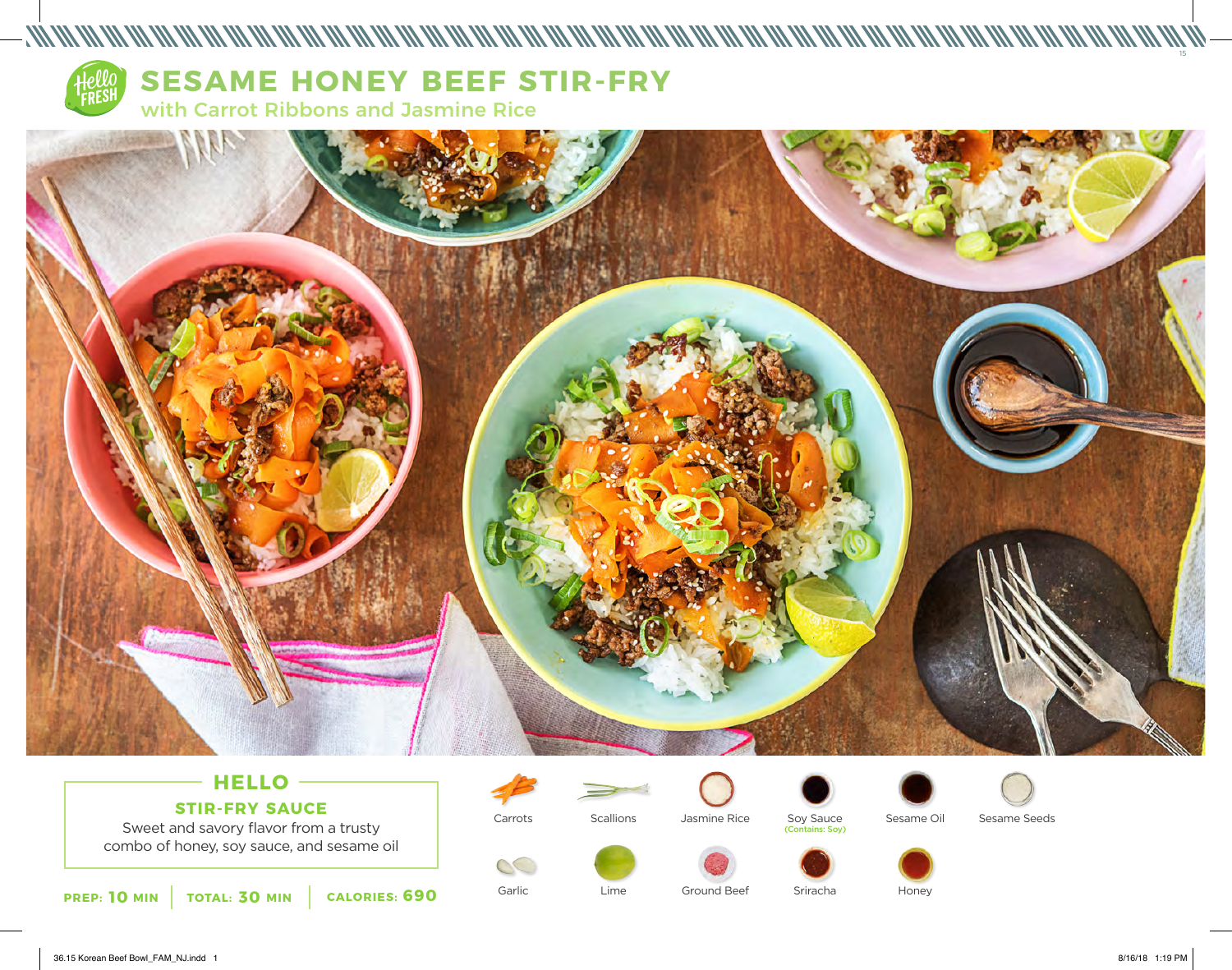# SESAME HONEY BEEF STIR-FRY

## with Carrot Ribbons and Jasmine Rice

### HELLO

**STIR-FRY SAUCE**

Sweet and savory flavor from a trusty combo of honey, soy sauce, and sesame oil

**PREP: 10 MIN** | **TOTAL: 30 MIN** | **CALORIES: 690**

- Carrots
- Scallions
- Jasmine Rice
- Soy Sauce (Contains: Soy)
- Sesame Oil
- Sesame Seeds
- Garlic
- Lime
- Ground Beef
- Sriracha
- Honey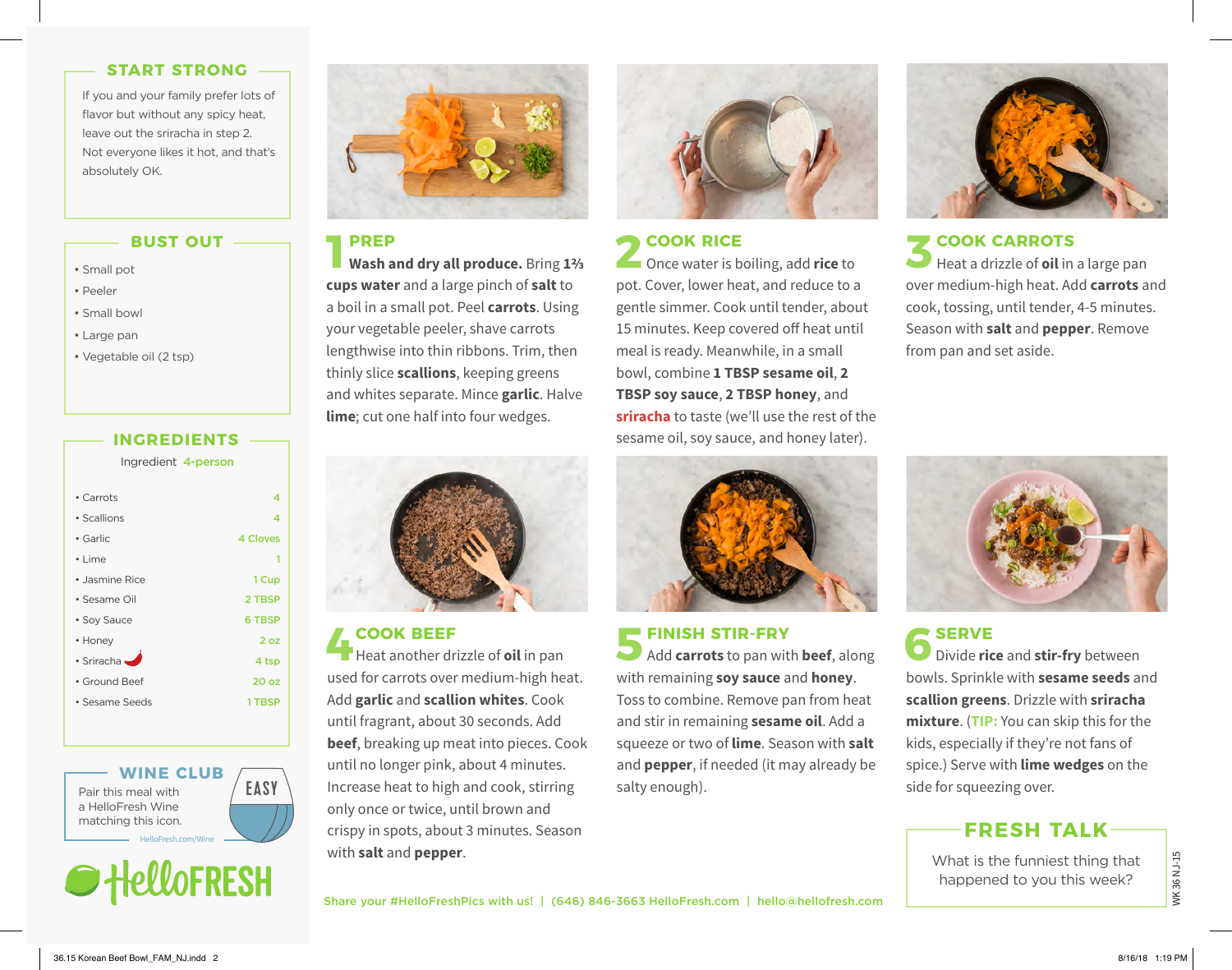## START STRONG

If you and your family prefer lots of flavor but without any spicy heat, leave out the sriracha in step 2. Not everyone likes it hot, and that's absolutely OK.

## BUST OUT

- Small pot
- Peeler
- Small bowl
- Large pan
- Vegetable oil (2 tsp)

## INGREDIENTS

| Ingredient | 4-person |
|---|---|
| • Carrots | 4 |
| • Scallions | 4 |
| • Garlic | 4 Cloves |
| • Lime | 1 |
| • Jasmine Rice | 1 Cup |
| • Sesame Oil | 2 TBSP |
| • Soy Sauce | 6 TBSP |
| • Honey | 2 oz |
| • Sriracha | 4 tsp |
| • Ground Beef | 20 oz |
| • Sesame Seeds | 1 TBSP |

## WINE CLUB

Pair this meal with a HelloFresh Wine matching this icon.

EASY

HelloFresh.com/Wine

HelloFRESH

## 1 PREP

**Wash and dry all produce.** Bring 1⅔ **cups water** and a large pinch of **salt** to a boil in a small pot. Peel **carrots**. Using your vegetable peeler, shave carrots lengthwise into thin ribbons. Trim, then thinly slice **scallions**, keeping greens and whites separate. Mince **garlic**. Halve **lime**; cut one half into four wedges.

## 2 COOK RICE

Once water is boiling, add **rice** to pot. Cover, lower heat, and reduce to a gentle simmer. Cook until tender, about 15 minutes. Keep covered off heat until meal is ready. Meanwhile, in a small bowl, combine **1 TBSP sesame oil**, **2 TBSP soy sauce**, **2 TBSP honey**, and **sriracha** to taste (we'll use the rest of the sesame oil, soy sauce, and honey later).

## 3 COOK CARROTS

Heat a drizzle of **oil** in a large pan over medium-high heat. Add **carrots** and cook, tossing, until tender, 4-5 minutes. Season with **salt** and **pepper**. Remove from pan and set aside.

## 4 COOK BEEF

Heat another drizzle of **oil** in pan used for carrots over medium-high heat. Add **garlic** and **scallion whites**. Cook until fragrant, about 30 seconds. Add **beef**, breaking up meat into pieces. Cook until no longer pink, about 4 minutes. Increase heat to high and cook, stirring only once or twice, until brown and crispy in spots, about 3 minutes. Season with **salt** and **pepper**.

## 5 FINISH STIR-FRY

Add **carrots** to pan with **beef**, along with remaining **soy sauce** and **honey**. Toss to combine. Remove pan from heat and stir in remaining **sesame oil**. Add a squeeze or two of **lime**. Season with **salt** and **pepper**, if needed (it may already be salty enough).

## 6 SERVE

Divide **rice** and **stir-fry** between bowls. Sprinkle with **sesame seeds** and **scallion greens**. Drizzle with **sriracha mixture**. (**TIP:** You can skip this for the kids, especially if they're not fans of spice.) Serve with **lime wedges** on the side for squeezing over.

## FRESH TALK

What is the funniest thing that happened to you this week?

WK 36 NJ-15

Share your #HelloFreshPics with us! | (646) 846-3663 HelloFresh.com | hello@hellofresh.com